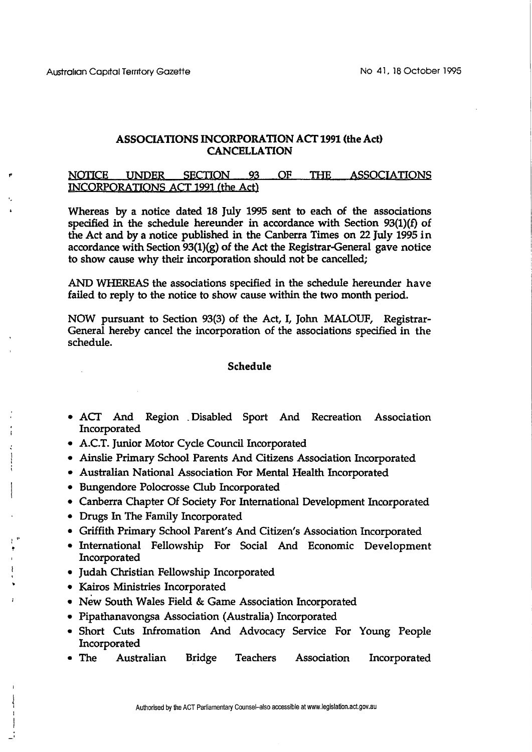## ASSOCIATIONS INCORPORATION ACT 1991 (the Act) CANCELLATION

NOTICE UNDER SECTION 93 OF THE ASSOCIATIONS INCORPORATIONS ACT 1991 (the Act)

Whereas by a notice dated 18 July 1995 sent to each of the associations specified in the schedule hereunder in accordance with Section 93(1)(f) of the Act and by a notice published in the Canberra Times on 22 July 1995 in accordance with Section 93(1)(g) of the Act the Registrar-General gave notice to show cause why their incorporation should not be cancelled;

AND WHEREAS the associations specified in the schedule hereunder have failed to reply to the notice to show cause within the two month period.

NOW pursuant to Section 93(3) of the Act, I, John MALOUF, Registrar-General hereby cancel the incorporation of the associations specified in the schedule.

### Schedule

- ACT And Region Disabled Sport And Recreation Association Incorporated
- A.C.T. Junior Motor Cycle Council Incorporated
- Ainslie Primary School Parents And Citizens Association Incorporated
- Australian National Association For Mental Health Incorporated
- Bungendore Polocrosse Club Incorporated
- Canberra Chapter Of Society For International Development Incorporated
- Drugs In The Family Incorporated
- Griffith Primary School Parent's And Citizen's Association Incorporated
- International Fellowship For Social And Economic Development Incorporated
- Judah Christian Fellowship Incorporated
- Kairos Ministries Incorporated
- New South Wales Field & Game Association Incorporated
- Pipathanavongsa Association (Australia) Incorporated
- Short Cuts Infromation And Advocacy Service For Young People Incorporated
- The Australian Bridge Teachers Association Incorporated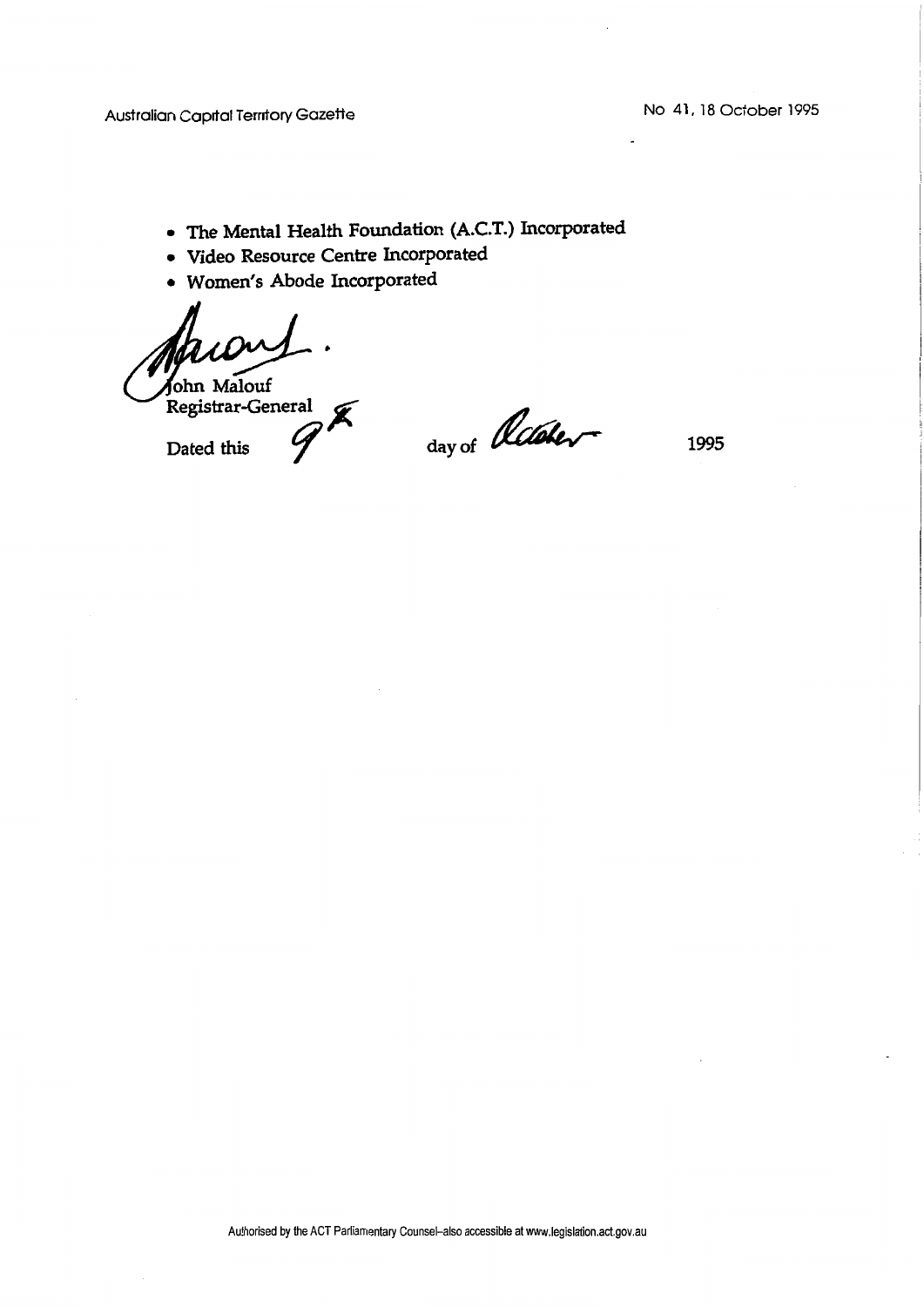- The Mental Health Foundation (A.C.T.) Incorporated
- Video Resource Centre Incorporated
- Women's Abode Incorporated

John Malouf
Registrar-General

Dated this 9th day of October 1995